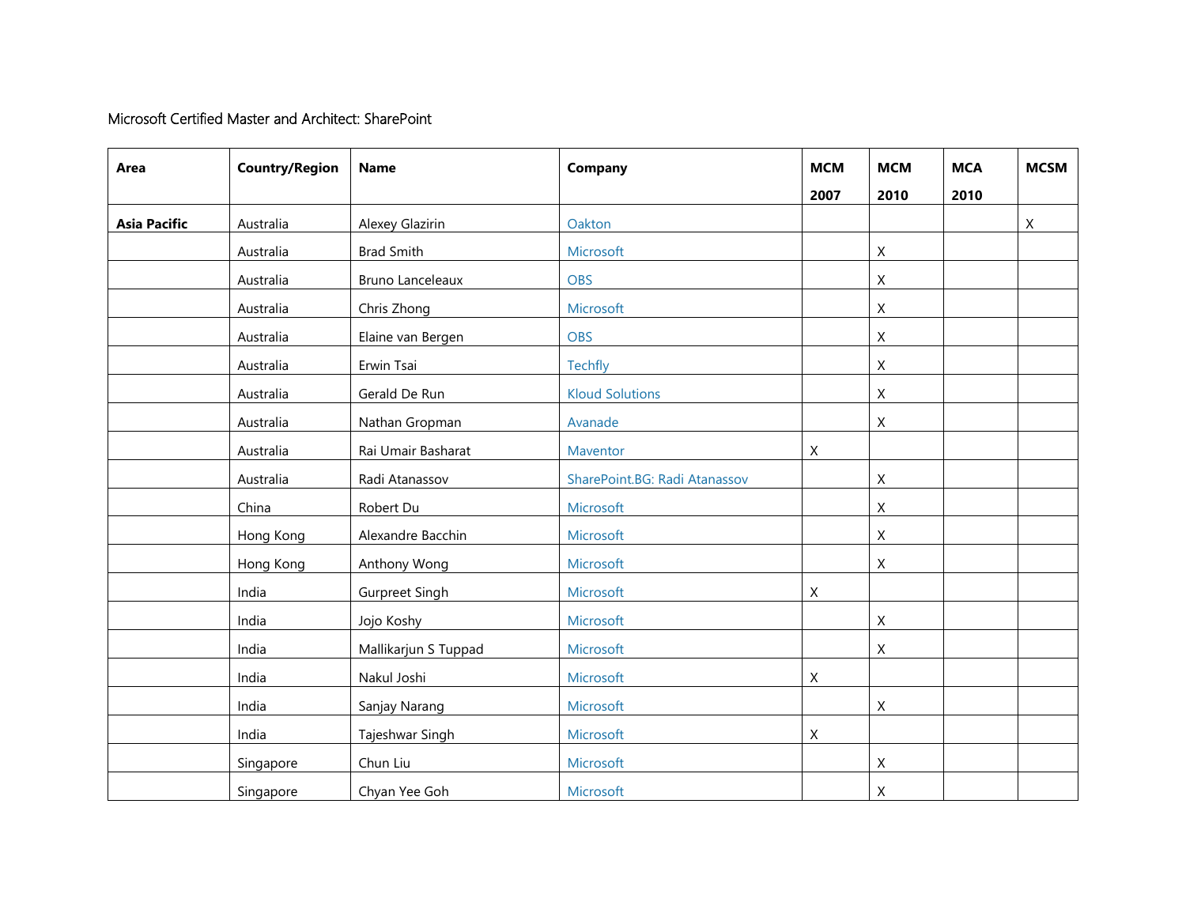Microsoft Certified Master and Architect: SharePoint

| Area | Country/Region | Name | Company | MCM 2007 | MCM 2010 | MCA 2010 | MCSM |
|---|---|---|---|---|---|---|---|
| **Asia Pacific** | Australia | Alexey Glazirin | Oakton | | | | X |
| | Australia | Brad Smith | Microsoft | | X | | |
| | Australia | Bruno Lanceleaux | OBS | | X | | |
| | Australia | Chris Zhong | Microsoft | | X | | |
| | Australia | Elaine van Bergen | OBS | | X | | |
| | Australia | Erwin Tsai | Techfly | | X | | |
| | Australia | Gerald De Run | Kloud Solutions | | X | | |
| | Australia | Nathan Gropman | Avanade | | X | | |
| | Australia | Rai Umair Basharat | Maventor | X | | | |
| | Australia | Radi Atanassov | SharePoint.BG: Radi Atanassov | | X | | |
| | China | Robert Du | Microsoft | | X | | |
| | Hong Kong | Alexandre Bacchin | Microsoft | | X | | |
| | Hong Kong | Anthony Wong | Microsoft | | X | | |
| | India | Gurpreet Singh | Microsoft | X | | | |
| | India | Jojo Koshy | Microsoft | | X | | |
| | India | Mallikarjun S Tuppad | Microsoft | | X | | |
| | India | Nakul Joshi | Microsoft | X | | | |
| | India | Sanjay Narang | Microsoft | | X | | |
| | India | Tajeshwar Singh | Microsoft | X | | | |
| | Singapore | Chun Liu | Microsoft | | X | | |
| | Singapore | Chyan Yee Goh | Microsoft | | X | | |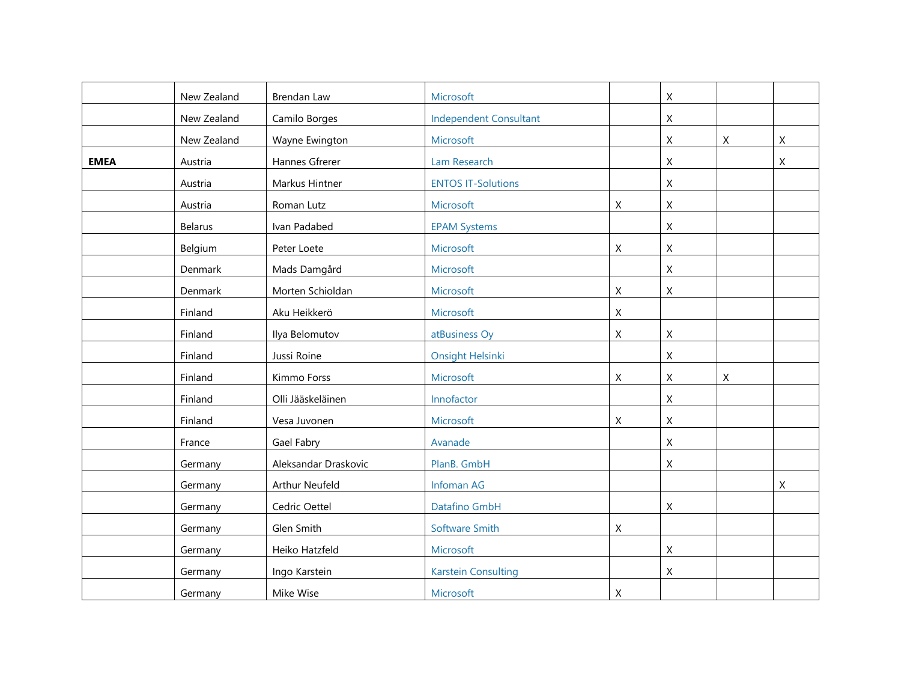| | | | | | | | |
|---|---|---|---|---|---|---|---|
| | New Zealand | Brendan Law | Microsoft | | X | | |
| | New Zealand | Camilo Borges | Independent Consultant | | X | | |
| | New Zealand | Wayne Ewington | Microsoft | | X | X | X |
| **EMEA** | Austria | Hannes Gfrerer | Lam Research | | X | | X |
| | Austria | Markus Hintner | ENTOS IT-Solutions | | X | | |
| | Austria | Roman Lutz | Microsoft | X | X | | |
| | Belarus | Ivan Padabed | EPAM Systems | | X | | |
| | Belgium | Peter Loete | Microsoft | X | X | | |
| | Denmark | Mads Damgård | Microsoft | | X | | |
| | Denmark | Morten Schioldan | Microsoft | X | X | | |
| | Finland | Aku Heikkerö | Microsoft | X | | | |
| | Finland | Ilya Belomutov | atBusiness Oy | X | X | | |
| | Finland | Jussi Roine | Onsight Helsinki | | X | | |
| | Finland | Kimmo Forss | Microsoft | X | X | X | |
| | Finland | Olli Jääskeläinen | Innofactor | | X | | |
| | Finland | Vesa Juvonen | Microsoft | X | X | | |
| | France | Gael Fabry | Avanade | | X | | |
| | Germany | Aleksandar Draskovic | PlanB. GmbH | | X | | |
| | Germany | Arthur Neufeld | Infoman AG | | | | X |
| | Germany | Cedric Oettel | Datafino GmbH | | X | | |
| | Germany | Glen Smith | Software Smith | X | | | |
| | Germany | Heiko Hatzfeld | Microsoft | | X | | |
| | Germany | Ingo Karstein | Karstein Consulting | | X | | |
| | Germany | Mike Wise | Microsoft | X | | | |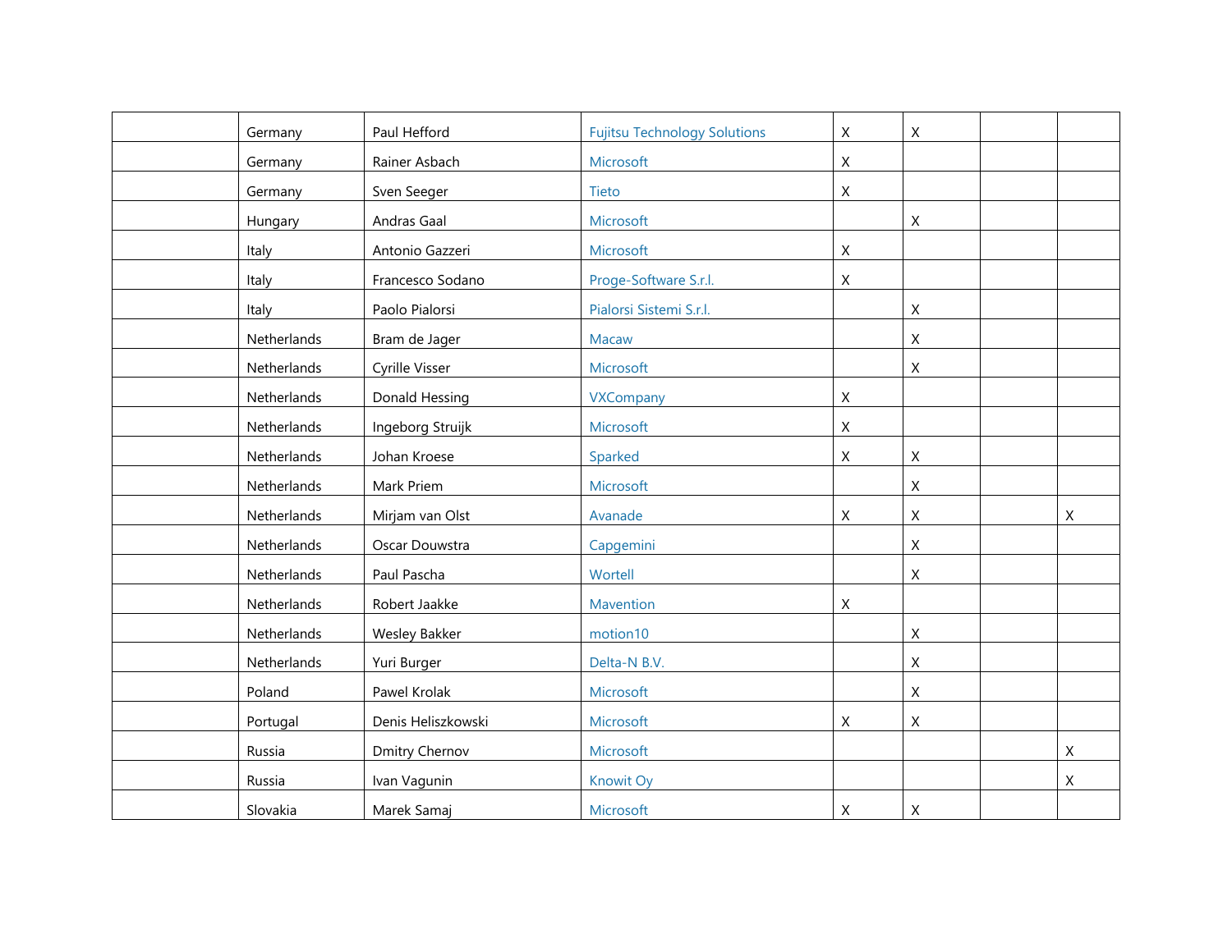| | | | | | | | |
|---|---|---|---|---|---|---|---|
| | Germany | Paul Hefford | Fujitsu Technology Solutions | X | X | | |
| | Germany | Rainer Asbach | Microsoft | X | | | |
| | Germany | Sven Seeger | Tieto | X | | | |
| | Hungary | Andras Gaal | Microsoft | | X | | |
| | Italy | Antonio Gazzeri | Microsoft | X | | | |
| | Italy | Francesco Sodano | Proge-Software S.r.l. | X | | | |
| | Italy | Paolo Pialorsi | Pialorsi Sistemi S.r.l. | | X | | |
| | Netherlands | Bram de Jager | Macaw | | X | | |
| | Netherlands | Cyrille Visser | Microsoft | | X | | |
| | Netherlands | Donald Hessing | VXCompany | X | | | |
| | Netherlands | Ingeborg Struijk | Microsoft | X | | | |
| | Netherlands | Johan Kroese | Sparked | X | X | | |
| | Netherlands | Mark Priem | Microsoft | | X | | |
| | Netherlands | Mirjam van Olst | Avanade | X | X | | X |
| | Netherlands | Oscar Douwstra | Capgemini | | X | | |
| | Netherlands | Paul Pascha | Wortell | | X | | |
| | Netherlands | Robert Jaakke | Mavention | X | | | |
| | Netherlands | Wesley Bakker | motion10 | | X | | |
| | Netherlands | Yuri Burger | Delta-N B.V. | | X | | |
| | Poland | Pawel Krolak | Microsoft | | X | | |
| | Portugal | Denis Heliszkowski | Microsoft | X | X | | |
| | Russia | Dmitry Chernov | Microsoft | | | | X |
| | Russia | Ivan Vagunin | Knowit Oy | | | | X |
| | Slovakia | Marek Samaj | Microsoft | X | X | | |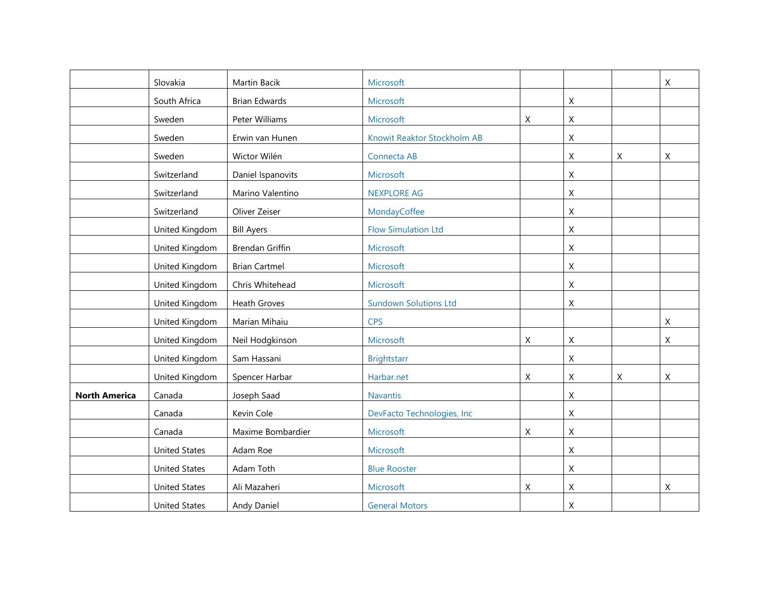| | | | | | | | |
|---|---|---|---|---|---|---|---|
| | Slovakia | Martin Bacik | Microsoft | | | | X |
| | South Africa | Brian Edwards | Microsoft | | X | | |
| | Sweden | Peter Williams | Microsoft | X | X | | |
| | Sweden | Erwin van Hunen | Knowit Reaktor Stockholm AB | | X | | |
| | Sweden | Wictor Wilén | Connecta AB | | X | X | X |
| | Switzerland | Daniel Ispanovits | Microsoft | | X | | |
| | Switzerland | Marino Valentino | NEXPLORE AG | | X | | |
| | Switzerland | Oliver Zeiser | MondayCoffee | | X | | |
| | United Kingdom | Bill Ayers | Flow Simulation Ltd | | X | | |
| | United Kingdom | Brendan Griffin | Microsoft | | X | | |
| | United Kingdom | Brian Cartmel | Microsoft | | X | | |
| | United Kingdom | Chris Whitehead | Microsoft | | X | | |
| | United Kingdom | Heath Groves | Sundown Solutions Ltd | | X | | |
| | United Kingdom | Marian Mihaiu | CPS | | | | X |
| | United Kingdom | Neil Hodgkinson | Microsoft | X | X | | X |
| | United Kingdom | Sam Hassani | Brightstarr | | X | | |
| | United Kingdom | Spencer Harbar | Harbar.net | X | X | X | X |
| **North America** | Canada | Joseph Saad | Navantis | | X | | |
| | Canada | Kevin Cole | DevFacto Technologies, Inc | | X | | |
| | Canada | Maxime Bombardier | Microsoft | X | X | | |
| | United States | Adam Roe | Microsoft | | X | | |
| | United States | Adam Toth | Blue Rooster | | X | | |
| | United States | Ali Mazaheri | Microsoft | X | X | | X |
| | United States | Andy Daniel | General Motors | | X | | |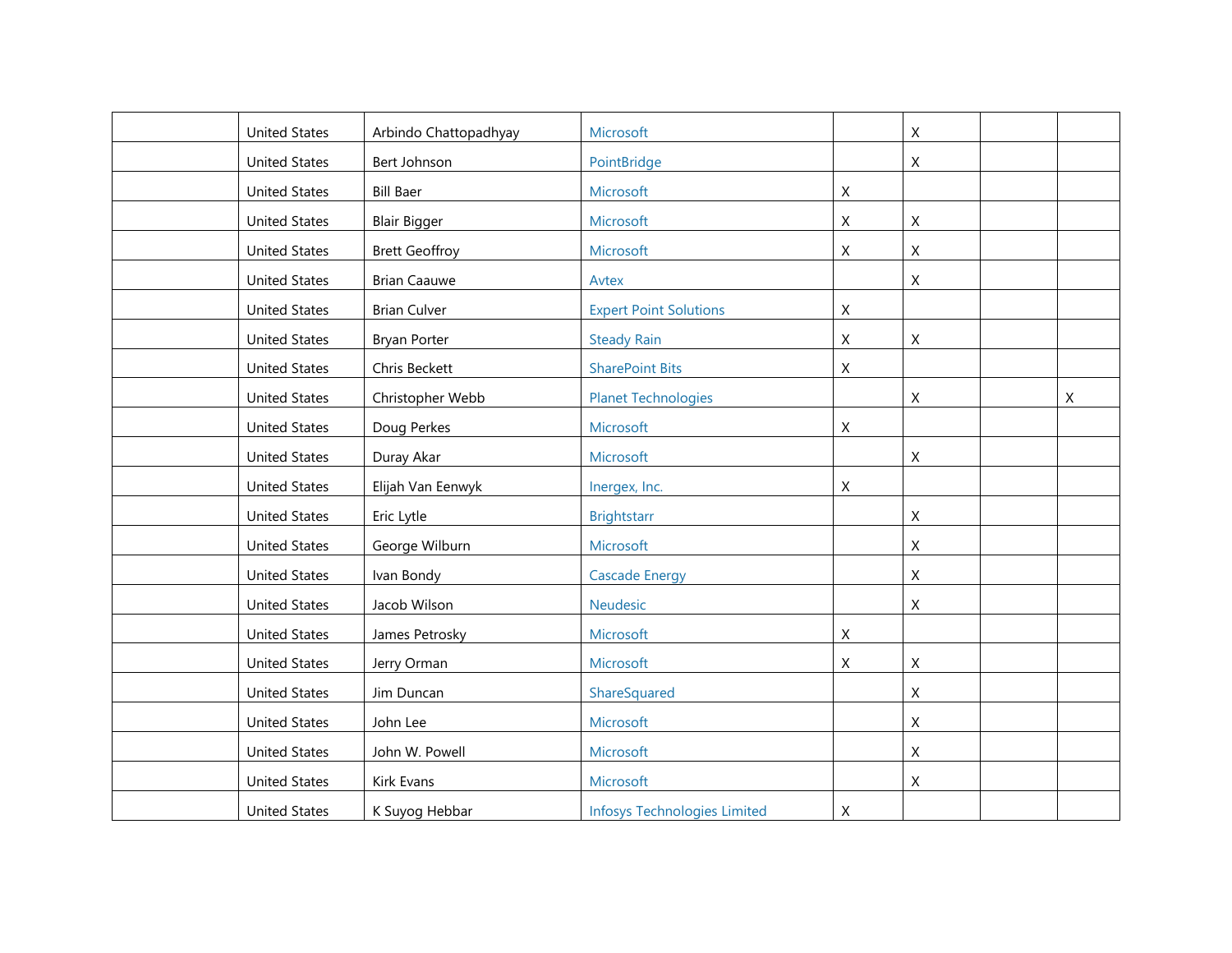| | | | | | | | |
|---|---|---|---|---|---|---|---|
| | United States | Arbindo Chattopadhyay | Microsoft | | X | | |
| | United States | Bert Johnson | PointBridge | | X | | |
| | United States | Bill Baer | Microsoft | X | | | |
| | United States | Blair Bigger | Microsoft | X | X | | |
| | United States | Brett Geoffroy | Microsoft | X | X | | |
| | United States | Brian Caauwe | Avtex | | X | | |
| | United States | Brian Culver | Expert Point Solutions | X | | | |
| | United States | Bryan Porter | Steady Rain | X | X | | |
| | United States | Chris Beckett | SharePoint Bits | X | | | |
| | United States | Christopher Webb | Planet Technologies | | X | | X |
| | United States | Doug Perkes | Microsoft | X | | | |
| | United States | Duray Akar | Microsoft | | X | | |
| | United States | Elijah Van Eenwyk | Inergex, Inc. | X | | | |
| | United States | Eric Lytle | Brightstarr | | X | | |
| | United States | George Wilburn | Microsoft | | X | | |
| | United States | Ivan Bondy | Cascade Energy | | X | | |
| | United States | Jacob Wilson | Neudesic | | X | | |
| | United States | James Petrosky | Microsoft | X | | | |
| | United States | Jerry Orman | Microsoft | X | X | | |
| | United States | Jim Duncan | ShareSquared | | X | | |
| | United States | John Lee | Microsoft | | X | | |
| | United States | John W. Powell | Microsoft | | X | | |
| | United States | Kirk Evans | Microsoft | | X | | |
| | United States | K Suyog Hebbar | Infosys Technologies Limited | X | | | |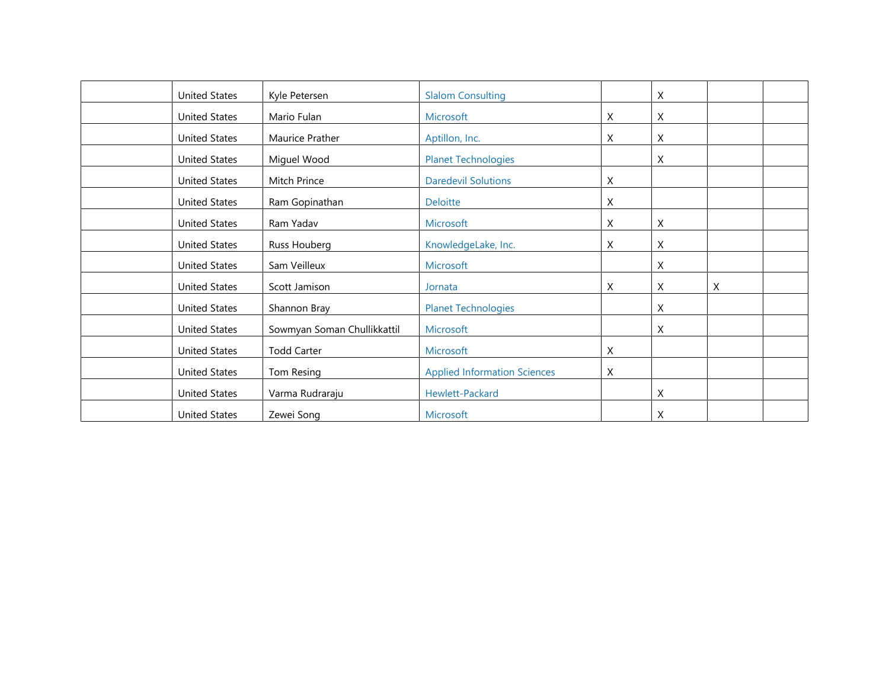| | | | | | | | |
|---|---|---|---|---|---|---|---|
| | United States | Kyle Petersen | Slalom Consulting | | X | | |
| | United States | Mario Fulan | Microsoft | X | X | | |
| | United States | Maurice Prather | Aptillon, Inc. | X | X | | |
| | United States | Miguel Wood | Planet Technologies | | X | | |
| | United States | Mitch Prince | Daredevil Solutions | X | | | |
| | United States | Ram Gopinathan | Deloitte | X | | | |
| | United States | Ram Yadav | Microsoft | X | X | | |
| | United States | Russ Houberg | KnowledgeLake, Inc. | X | X | | |
| | United States | Sam Veilleux | Microsoft | | X | | |
| | United States | Scott Jamison | Jornata | X | X | X | |
| | United States | Shannon Bray | Planet Technologies | | X | | |
| | United States | Sowmyan Soman Chullikkattil | Microsoft | | X | | |
| | United States | Todd Carter | Microsoft | X | | | |
| | United States | Tom Resing | Applied Information Sciences | X | | | |
| | United States | Varma Rudraraju | Hewlett-Packard | | X | | |
| | United States | Zewei Song | Microsoft | | X | | |